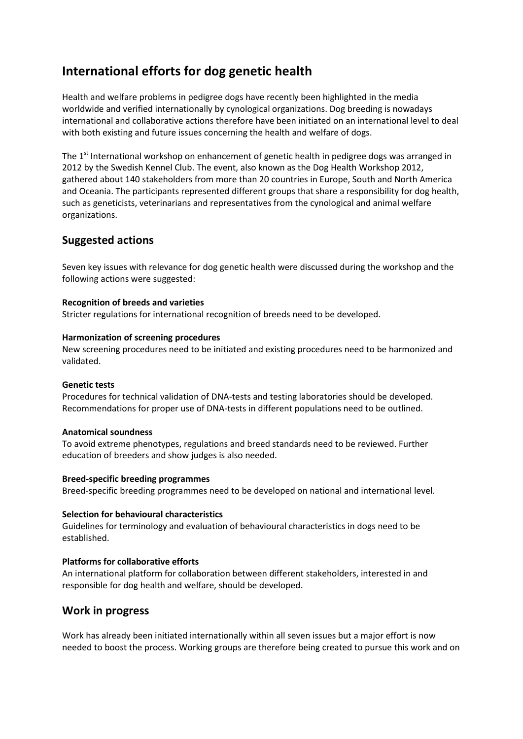# International efforts for dog genetic health

Health and welfare problems in pedigree dogs have recently been highlighted in the media worldwide and verified internationally by cynological organizations. Dog breeding is nowadays international and collaborative actions therefore have been initiated on an international level to deal with both existing and future issues concerning the health and welfare of dogs.

The 1st International workshop on enhancement of genetic health in pedigree dogs was arranged in 2012 by the Swedish Kennel Club. The event, also known as the Dog Health Workshop 2012, gathered about 140 stakeholders from more than 20 countries in Europe, South and North America and Oceania. The participants represented different groups that share a responsibility for dog health, such as geneticists, veterinarians and representatives from the cynological and animal welfare organizations.

## Suggested actions

Seven key issues with relevance for dog genetic health were discussed during the workshop and the following actions were suggested:

**Recognition of breeds and varieties**
Stricter regulations for international recognition of breeds need to be developed.

**Harmonization of screening procedures**
New screening procedures need to be initiated and existing procedures need to be harmonized and validated.

**Genetic tests**
Procedures for technical validation of DNA-tests and testing laboratories should be developed. Recommendations for proper use of DNA-tests in different populations need to be outlined.

**Anatomical soundness**
To avoid extreme phenotypes, regulations and breed standards need to be reviewed. Further education of breeders and show judges is also needed.

**Breed-specific breeding programmes**
Breed-specific breeding programmes need to be developed on national and international level.

**Selection for behavioural characteristics**
Guidelines for terminology and evaluation of behavioural characteristics in dogs need to be established.

**Platforms for collaborative efforts**
An international platform for collaboration between different stakeholders, interested in and responsible for dog health and welfare, should be developed.

## Work in progress

Work has already been initiated internationally within all seven issues but a major effort is now needed to boost the process. Working groups are therefore being created to pursue this work and on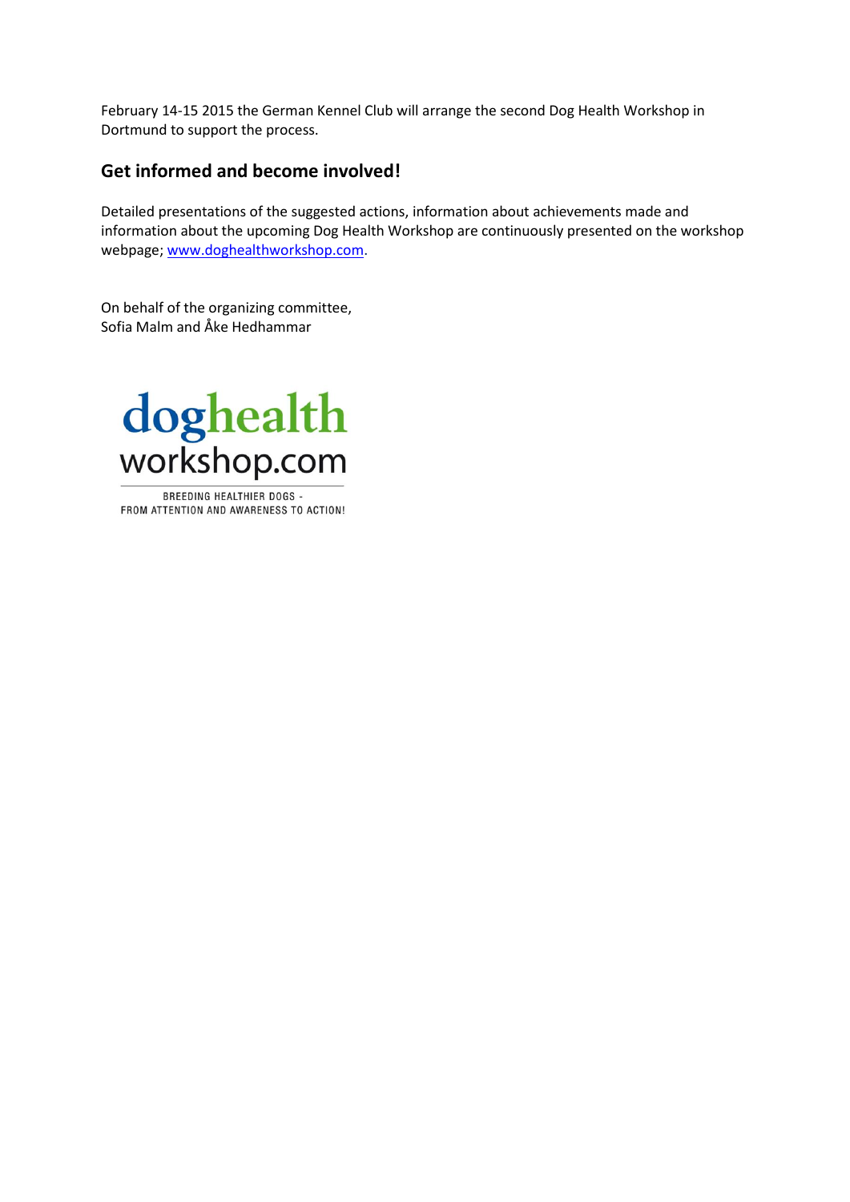February 14-15 2015 the German Kennel Club will arrange the second Dog Health Workshop in Dortmund to support the process.

## Get informed and become involved!

Detailed presentations of the suggested actions, information about achievements made and information about the upcoming Dog Health Workshop are continuously presented on the workshop webpage; www.doghealthworkshop.com.

On behalf of the organizing committee,
Sofia Malm and Åke Hedhammar

doghealth
workshop.com

BREEDING HEALTHIER DOGS -
FROM ATTENTION AND AWARENESS TO ACTION!